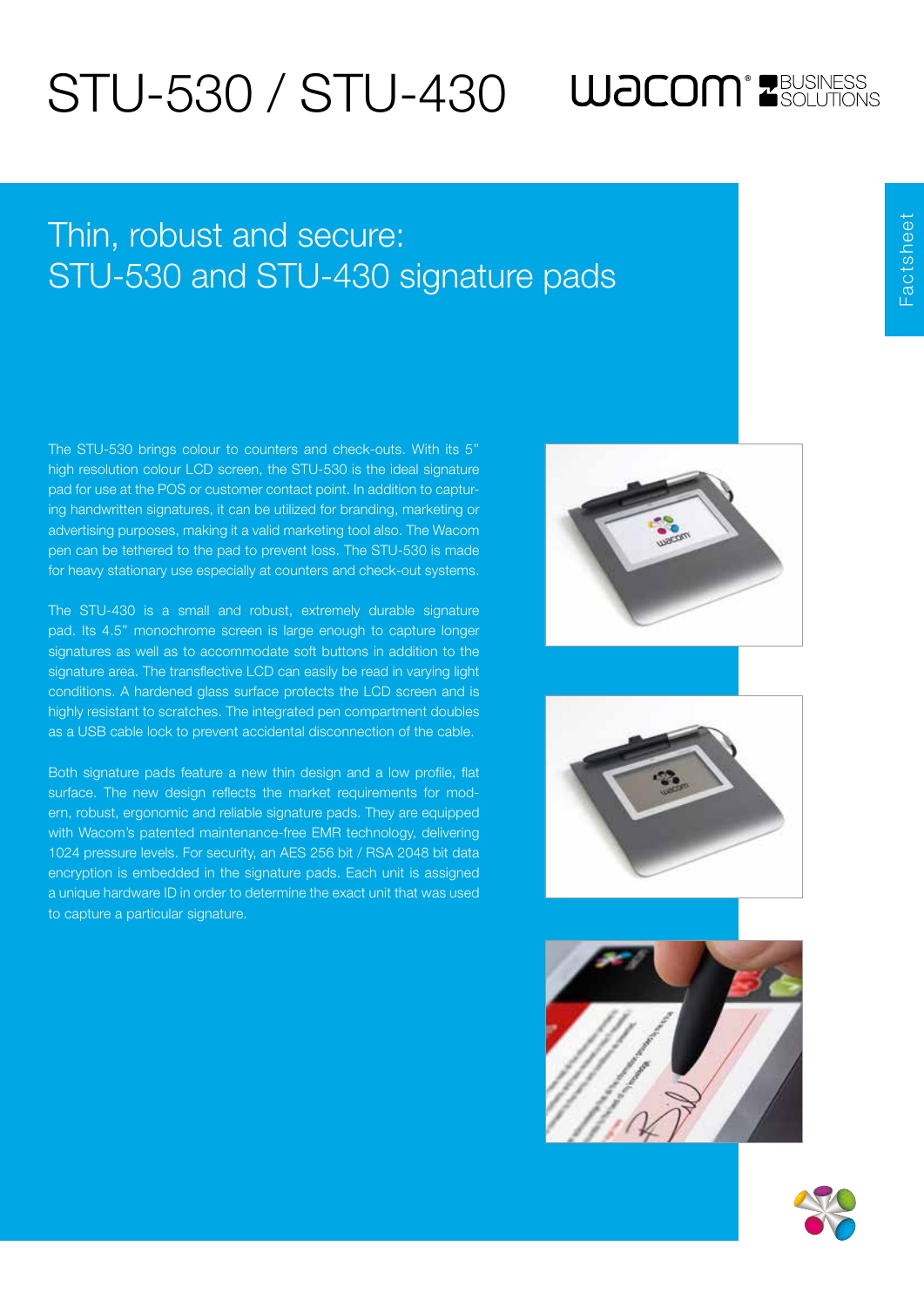# STU-530 / STU-430

wacom® BUSINESS SOLUTIONS

Factsheet

## Thin, robust and secure: STU-530 and STU-430 signature pads

The STU-530 brings colour to counters and check-outs. With its 5" high resolution colour LCD screen, the STU-530 is the ideal signature pad for use at the POS or customer contact point. In addition to capturing handwritten signatures, it can be utilized for branding, marketing or advertising purposes, making it a valid marketing tool also. The Wacom pen can be tethered to the pad to prevent loss. The STU-530 is made for heavy stationary use especially at counters and check-out systems.

The STU-430 is a small and robust, extremely durable signature pad. Its 4.5" monochrome screen is large enough to capture longer signatures as well as to accommodate soft buttons in addition to the signature area. The transflective LCD can easily be read in varying light conditions. A hardened glass surface protects the LCD screen and is highly resistant to scratches. The integrated pen compartment doubles as a USB cable lock to prevent accidental disconnection of the cable.

Both signature pads feature a new thin design and a low profile, flat surface. The new design reflects the market requirements for modern, robust, ergonomic and reliable signature pads. They are equipped with Wacom's patented maintenance-free EMR technology, delivering 1024 pressure levels. For security, an AES 256 bit / RSA 2048 bit data encryption is embedded in the signature pads. Each unit is assigned a unique hardware ID in order to determine the exact unit that was used to capture a particular signature.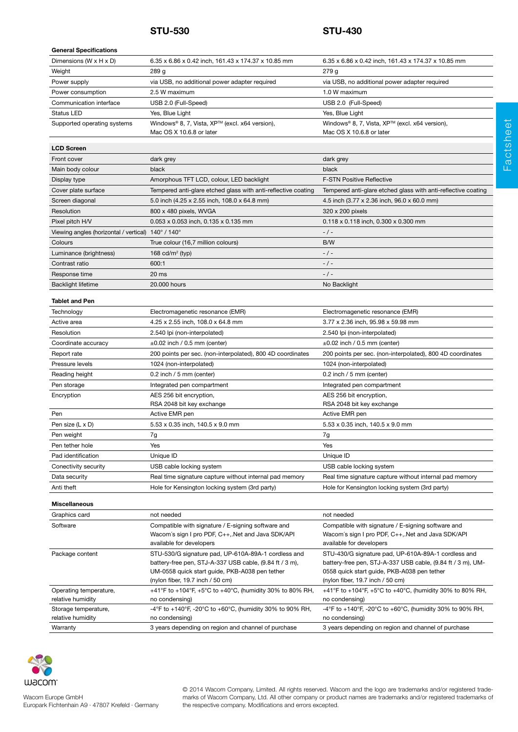| | STU-530 | STU-430 |
|---|---|---|
| **General Specifications** | | |
| Dimensions (W x H x D) | 6.35 x 6.86 x 0.42 inch, 161.43 x 174.37 x 10.85 mm | 6.35 x 6.86 x 0.42 inch, 161.43 x 174.37 x 10.85 mm |
| Weight | 289 g | 279 g |
| Power supply | via USB, no additional power adapter required | via USB, no additional power adapter required |
| Power consumption | 2.5 W maximum | 1.0 W maximum |
| Communication interface | USB 2.0 (Full-Speed) | USB 2.0 (Full-Speed) |
| Status LED | Yes, Blue Light | Yes, Blue Light |
| Supported operating systems | Windows® 8, 7, Vista, XP™ (excl. x64 version), Mac OS X 10.6.8 or later | Windows® 8, 7, Vista, XP™ (excl. x64 version), Mac OS X 10.6.8 or later |
| **LCD Screen** | | |
| Front cover | dark grey | dark grey |
| Main body colour | black | black |
| Display type | Amorphous TFT LCD, colour, LED backlight | F-STN Positive Reflective |
| Cover plate surface | Tempered anti-glare etched glass with anti-reflective coating | Tempered anti-glare etched glass with anti-reflective coating |
| Screen diagonal | 5.0 inch (4.25 x 2.55 inch, 108.0 x 64.8 mm) | 4.5 inch (3.77 x 2.36 inch, 96.0 x 60.0 mm) |
| Resolution | 800 x 480 pixels, WVGA | 320 x 200 pixels |
| Pixel pitch H/V | 0.053 x 0.053 inch, 0.135 x 0.135 mm | 0.118 x 0.118 inch, 0.300 x 0.300 mm |
| Viewing angles (horizontal / vertical) | 140° / 140° | - / - |
| Colours | True colour (16,7 million colours) | B/W |
| Luminance (brightness) | 168 cd/m² (typ) | - / - |
| Contrast ratio | 600:1 | - / - |
| Response time | 20 ms | - / - |
| Backlight lifetime | 20.000 hours | No Backlight |
| **Tablet and Pen** | | |
| Technology | Electromagenetic resonance (EMR) | Electromagenetic resonance (EMR) |
| Active area | 4.25 x 2.55 inch, 108.0 x 64.8 mm | 3.77 x 2.36 inch, 95.98 x 59.98 mm |
| Resolution | 2.540 lpi (non-interpolated) | 2.540 lpi (non-interpolated) |
| Coordinate accuracy | ±0.02 inch / 0.5 mm (center) | ±0.02 inch / 0.5 mm (center) |
| Report rate | 200 points per sec. (non-interpolated), 800 4D coordinates | 200 points per sec. (non-interpolated), 800 4D coordinates |
| Pressure levels | 1024 (non-interpolated) | 1024 (non-interpolated) |
| Reading height | 0.2 inch / 5 mm (center) | 0.2 inch / 5 mm (center) |
| Pen storage | Integrated pen compartment | Integrated pen compartment |
| Encryption | AES 256 bit encryption, RSA 2048 bit key exchange | AES 256 bit encryption, RSA 2048 bit key exchange |
| Pen | Active EMR pen | Active EMR pen |
| Pen size (L x D) | 5.53 x 0.35 inch, 140.5 x 9.0 mm | 5.53 x 0.35 inch, 140.5 x 9.0 mm |
| Pen weight | 7g | 7g |
| Pen tether hole | Yes | Yes |
| Pad identification | Unique ID | Unique ID |
| Conectivity security | USB cable locking system | USB cable locking system |
| Data security | Real time signature capture without internal pad memory | Real time signature capture without internal pad memory |
| Anti theft | Hole for Kensington locking system (3rd party) | Hole for Kensington locking system (3rd party) |
| **Miscellaneous** | | |
| Graphics card | not needed | not needed |
| Software | Compatible with signature / E-signing software and Wacom´s sign I pro PDF, C++,.Net and Java SDK/API available for developers | Compatible with signature / E-signing software and Wacom´s sign I pro PDF, C++,.Net and Java SDK/API available for developers |
| Package content | STU-530/G signature pad, UP-610A-89A-1 cordless and battery-free pen, STJ-A-337 USB cable, (9.84 ft / 3 m), UM-0558 quick start guide, PKB-A038 pen tether (nylon fiber, 19.7 inch / 50 cm) | STU-430/G signature pad, UP-610A-89A-1 cordless and battery-free pen, STJ-A-337 USB cable, (9.84 ft / 3 m), UM-0558 quick start guide, PKB-A038 pen tether (nylon fiber, 19.7 inch / 50 cm) |
| Operating temperature, relative humidity | +41°F to +104°F, +5°C to +40°C, (humidity 30% to 80% RH, no condensing) | +41°F to +104°F, +5°C to +40°C, (humidity 30% to 80% RH, no condensing) |
| Storage temperature, relative humidity | -4°F to +140°F, -20°C to +60°C, (humidity 30% to 90% RH, no condensing) | -4°F to +140°F, -20°C to +60°C, (humidity 30% to 90% RH, no condensing) |
| Warranty | 3 years depending on region and channel of purchase | 3 years depending on region and channel of purchase |

wacom

Wacom Europe GmbH
Europark Fichtenhain A9 · 47807 Krefeld · Germany

© 2014 Wacom Company, Limited. All rights reserved. Wacom and the logo are trademarks and/or registered trademarks of Wacom Company, Ltd. All other company or product names are trademarks and/or registered trademarks of the respective company. Modifications and errors excepted.